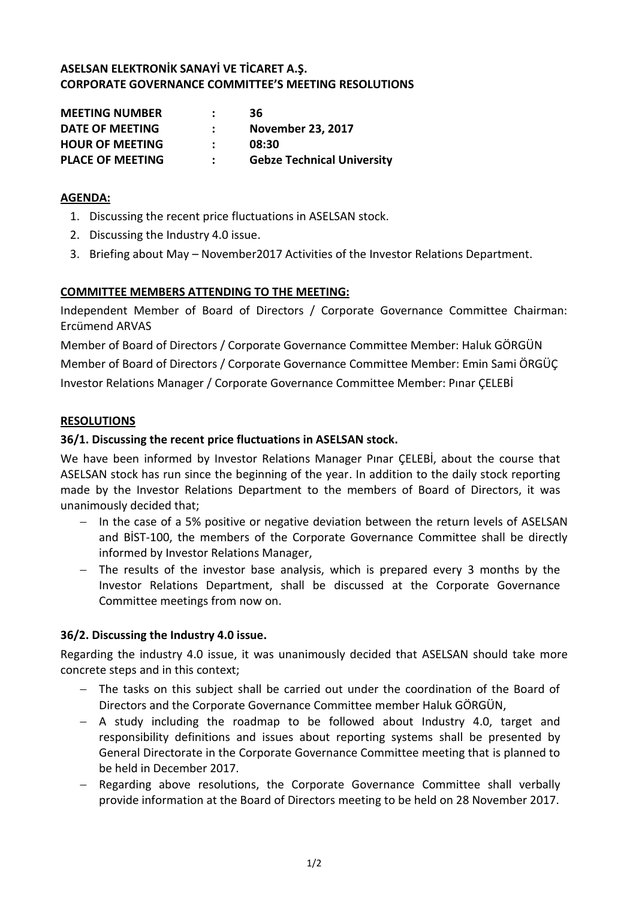**ASELSAN ELEKTRONİK SANAYİ VE TİCARET A.Ş.**
**CORPORATE GOVERNANCE COMMITTEE'S MEETING RESOLUTIONS**

| | | |
|---|---|---|
| **MEETING NUMBER** | : | **36** |
| **DATE OF MEETING** | : | **November 23, 2017** |
| **HOUR OF MEETING** | : | **08:30** |
| **PLACE OF MEETING** | : | **Gebze Technical University** |

**AGENDA:**

1. Discussing the recent price fluctuations in ASELSAN stock.
2. Discussing the Industry 4.0 issue.
3. Briefing about May – November2017 Activities of the Investor Relations Department.

**COMMITTEE MEMBERS ATTENDING TO THE MEETING:**

Independent Member of Board of Directors / Corporate Governance Committee Chairman: Ercümend ARVAS

Member of Board of Directors / Corporate Governance Committee Member: Haluk GÖRGÜN

Member of Board of Directors / Corporate Governance Committee Member: Emin Sami ÖRGÜÇ

Investor Relations Manager / Corporate Governance Committee Member: Pınar ÇELEBİ

**RESOLUTIONS**

**36/1. Discussing the recent price fluctuations in ASELSAN stock.**

We have been informed by Investor Relations Manager Pınar ÇELEBİ, about the course that ASELSAN stock has run since the beginning of the year. In addition to the daily stock reporting made by the Investor Relations Department to the members of Board of Directors, it was unanimously decided that;

- In the case of a 5% positive or negative deviation between the return levels of ASELSAN and BİST-100, the members of the Corporate Governance Committee shall be directly informed by Investor Relations Manager,
- The results of the investor base analysis, which is prepared every 3 months by the Investor Relations Department, shall be discussed at the Corporate Governance Committee meetings from now on.

**36/2. Discussing the Industry 4.0 issue.**

Regarding the industry 4.0 issue, it was unanimously decided that ASELSAN should take more concrete steps and in this context;

- The tasks on this subject shall be carried out under the coordination of the Board of Directors and the Corporate Governance Committee member Haluk GÖRGÜN,
- A study including the roadmap to be followed about Industry 4.0, target and responsibility definitions and issues about reporting systems shall be presented by General Directorate in the Corporate Governance Committee meeting that is planned to be held in December 2017.
- Regarding above resolutions, the Corporate Governance Committee shall verbally provide information at the Board of Directors meeting to be held on 28 November 2017.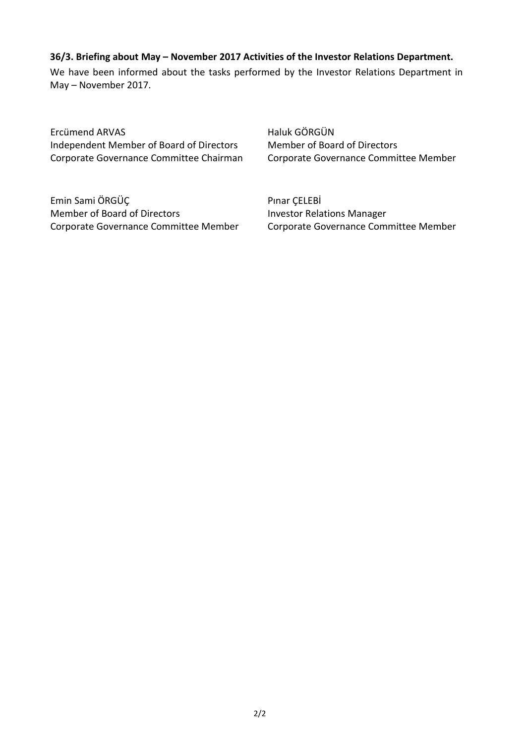**36/3. Briefing about May – November 2017 Activities of the Investor Relations Department.**

We have been informed about the tasks performed by the Investor Relations Department in May – November 2017.

Ercümend ARVAS
Independent Member of Board of Directors
Corporate Governance Committee Chairman

Haluk GÖRGÜN
Member of Board of Directors
Corporate Governance Committee Member

Emin Sami ÖRGÜÇ
Member of Board of Directors
Corporate Governance Committee Member

Pınar ÇELEBİ
Investor Relations Manager
Corporate Governance Committee Member